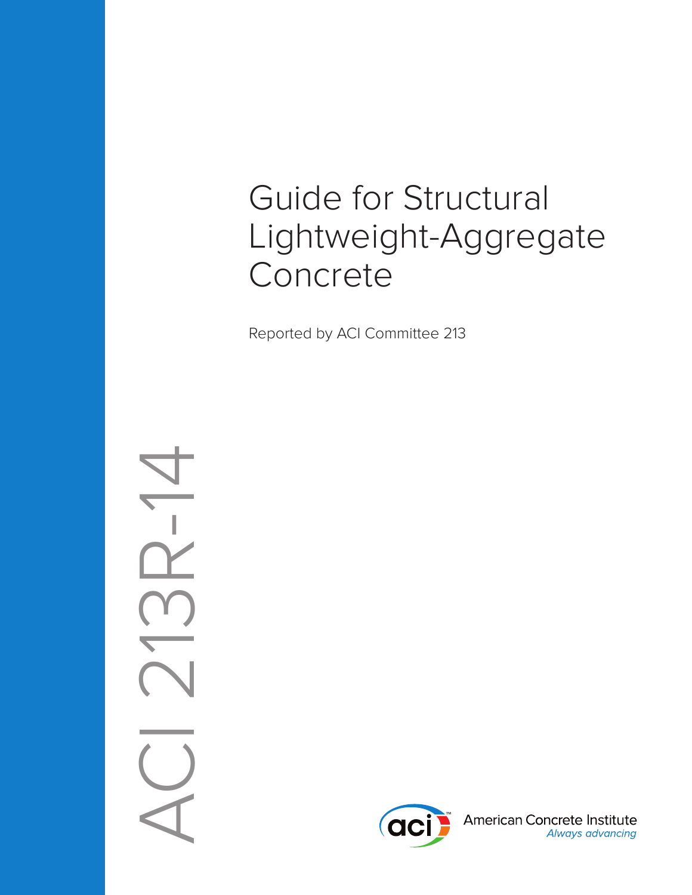# Guide for Structural Lightweight-Aggregate Concrete

Reported by ACI Committee 213

ACI 213R-14

American Concrete Institute
*Always advancing*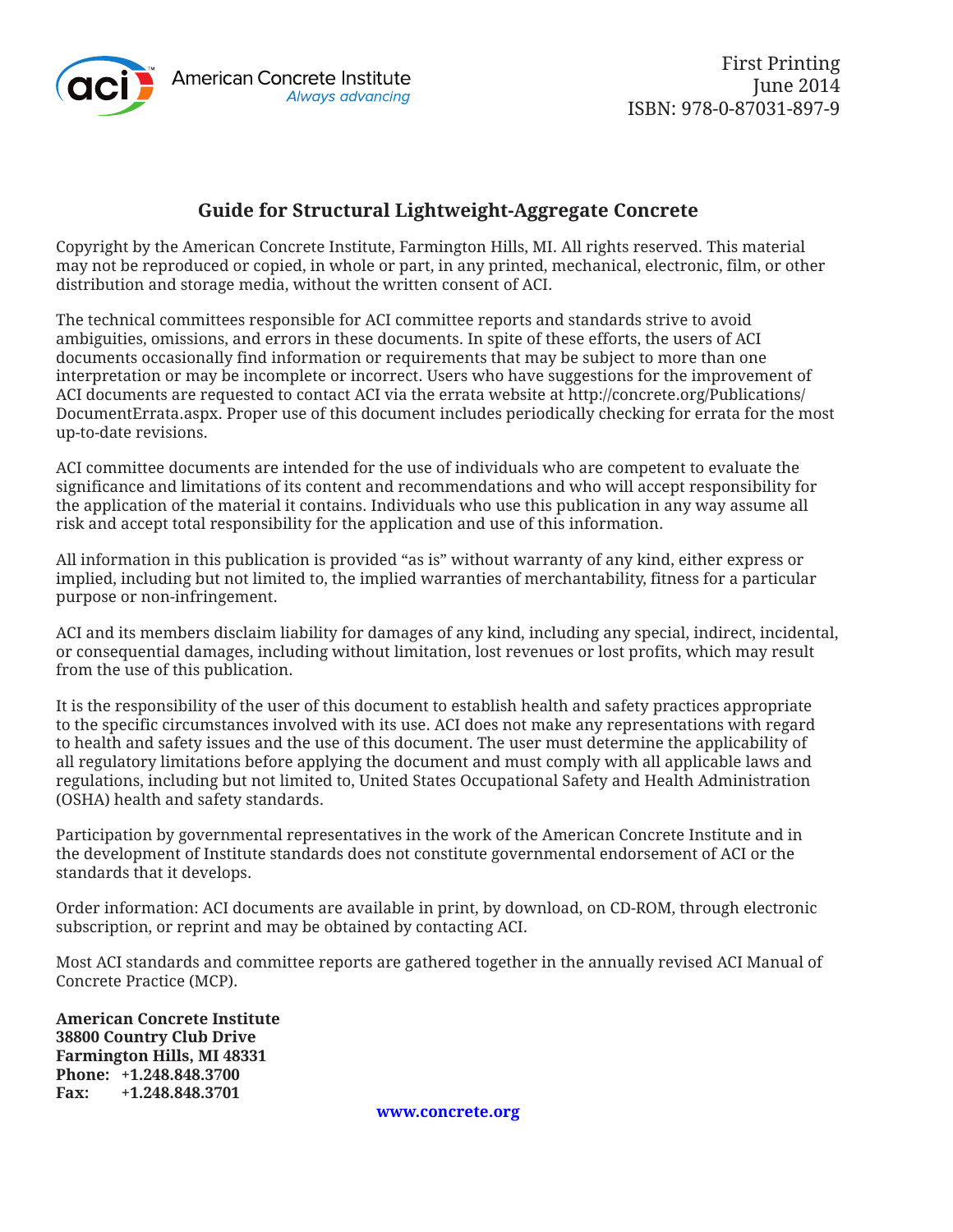American Concrete Institute
*Always advancing*

First Printing
June 2014
ISBN: 978-0-87031-897-9

## Guide for Structural Lightweight-Aggregate Concrete

Copyright by the American Concrete Institute, Farmington Hills, MI. All rights reserved. This material may not be reproduced or copied, in whole or part, in any printed, mechanical, electronic, film, or other distribution and storage media, without the written consent of ACI.

The technical committees responsible for ACI committee reports and standards strive to avoid ambiguities, omissions, and errors in these documents. In spite of these efforts, the users of ACI documents occasionally find information or requirements that may be subject to more than one interpretation or may be incomplete or incorrect. Users who have suggestions for the improvement of ACI documents are requested to contact ACI via the errata website at http://concrete.org/Publications/DocumentErrata.aspx. Proper use of this document includes periodically checking for errata for the most up-to-date revisions.

ACI committee documents are intended for the use of individuals who are competent to evaluate the significance and limitations of its content and recommendations and who will accept responsibility for the application of the material it contains. Individuals who use this publication in any way assume all risk and accept total responsibility for the application and use of this information.

All information in this publication is provided "as is" without warranty of any kind, either express or implied, including but not limited to, the implied warranties of merchantability, fitness for a particular purpose or non-infringement.

ACI and its members disclaim liability for damages of any kind, including any special, indirect, incidental, or consequential damages, including without limitation, lost revenues or lost profits, which may result from the use of this publication.

It is the responsibility of the user of this document to establish health and safety practices appropriate to the specific circumstances involved with its use. ACI does not make any representations with regard to health and safety issues and the use of this document. The user must determine the applicability of all regulatory limitations before applying the document and must comply with all applicable laws and regulations, including but not limited to, United States Occupational Safety and Health Administration (OSHA) health and safety standards.

Participation by governmental representatives in the work of the American Concrete Institute and in the development of Institute standards does not constitute governmental endorsement of ACI or the standards that it develops.

Order information: ACI documents are available in print, by download, on CD-ROM, through electronic subscription, or reprint and may be obtained by contacting ACI.

Most ACI standards and committee reports are gathered together in the annually revised ACI Manual of Concrete Practice (MCP).

**American Concrete Institute**
**38800 Country Club Drive**
**Farmington Hills, MI 48331**
**Phone: +1.248.848.3700**
**Fax: +1.248.848.3701**

**www.concrete.org**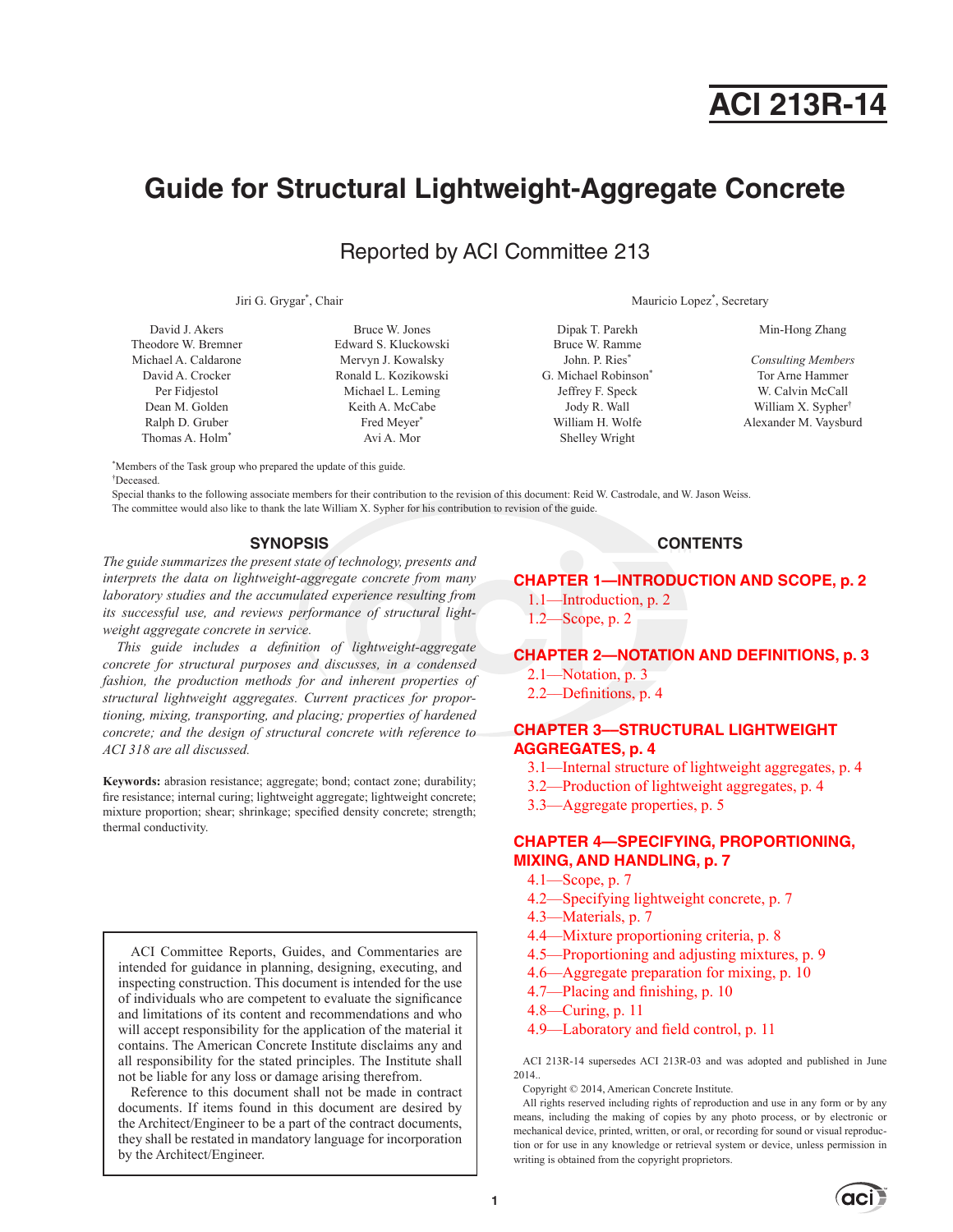# ACI 213R-14

# Guide for Structural Lightweight-Aggregate Concrete

## Reported by ACI Committee 213

Jiri G. Grygar*, Chair

Mauricio Lopez*, Secretary

David J. Akers
Theodore W. Bremner
Michael A. Caldarone
David A. Crocker
Per Fidjestol
Dean M. Golden
Ralph D. Gruber
Thomas A. Holm*
Bruce W. Jones
Edward S. Kluckowski
Mervyn J. Kowalsky
Ronald L. Kozikowski
Michael L. Leming
Keith A. McCabe
Fred Meyer*
Avi A. Mor
Dipak T. Parekh
Bruce W. Ramme
John. P. Ries*
G. Michael Robinson*
Jeffrey F. Speck
Jody R. Wall
William H. Wolfe
Shelley Wright
Min-Hong Zhang

*Consulting Members*

Tor Arne Hammer
W. Calvin McCall
William X. Sypher†
Alexander M. Vaysburd

*Members of the Task group who prepared the update of this guide.

†Deceased.

Special thanks to the following associate members for their contribution to the revision of this document: Reid W. Castrodale, and W. Jason Weiss.

The committee would also like to thank the late William X. Sypher for his contribution to revision of the guide.

## SYNOPSIS

*The guide summarizes the present state of technology, presents and interprets the data on lightweight-aggregate concrete from many laboratory studies and the accumulated experience resulting from its successful use, and reviews performance of structural lightweight aggregate concrete in service.*

*This guide includes a definition of lightweight-aggregate concrete for structural purposes and discusses, in a condensed fashion, the production methods for and inherent properties of structural lightweight aggregates. Current practices for proportioning, mixing, transporting, and placing; properties of hardened concrete; and the design of structural concrete with reference to ACI 318 are all discussed.*

**Keywords:** abrasion resistance; aggregate; bond; contact zone; durability; fire resistance; internal curing; lightweight aggregate; lightweight concrete; mixture proportion; shear; shrinkage; specified density concrete; strength; thermal conductivity.

ACI Committee Reports, Guides, and Commentaries are intended for guidance in planning, designing, executing, and inspecting construction. This document is intended for the use of individuals who are competent to evaluate the significance and limitations of its content and recommendations and who will accept responsibility for the application of the material it contains. The American Concrete Institute disclaims any and all responsibility for the stated principles. The Institute shall not be liable for any loss or damage arising therefrom.

Reference to this document shall not be made in contract documents. If items found in this document are desired by the Architect/Engineer to be a part of the contract documents, they shall be restated in mandatory language for incorporation by the Architect/Engineer.

## CONTENTS

**CHAPTER 1—INTRODUCTION AND SCOPE, p. 2**

- 1.1—Introduction, p. 2
- 1.2—Scope, p. 2

**CHAPTER 2—NOTATION AND DEFINITIONS, p. 3**

- 2.1—Notation, p. 3
- 2.2—Definitions, p. 4

**CHAPTER 3—STRUCTURAL LIGHTWEIGHT AGGREGATES, p. 4**

- 3.1—Internal structure of lightweight aggregates, p. 4
- 3.2—Production of lightweight aggregates, p. 4
- 3.3—Aggregate properties, p. 5

**CHAPTER 4—SPECIFYING, PROPORTIONING, MIXING, AND HANDLING, p. 7**

- 4.1—Scope, p. 7
- 4.2—Specifying lightweight concrete, p. 7
- 4.3—Materials, p. 7
- 4.4—Mixture proportioning criteria, p. 8
- 4.5—Proportioning and adjusting mixtures, p. 9
- 4.6—Aggregate preparation for mixing, p. 10
- 4.7—Placing and finishing, p. 10
- 4.8—Curing, p. 11
- 4.9—Laboratory and field control, p. 11

ACI 213R-14 supersedes ACI 213R-03 and was adopted and published in June 2014..

Copyright © 2014, American Concrete Institute.

All rights reserved including rights of reproduction and use in any form or by any means, including the making of copies by any photo process, or by electronic or mechanical device, printed, written, or oral, or recording for sound or visual reproduction or for use in any knowledge or retrieval system or device, unless permission in writing is obtained from the copyright proprietors.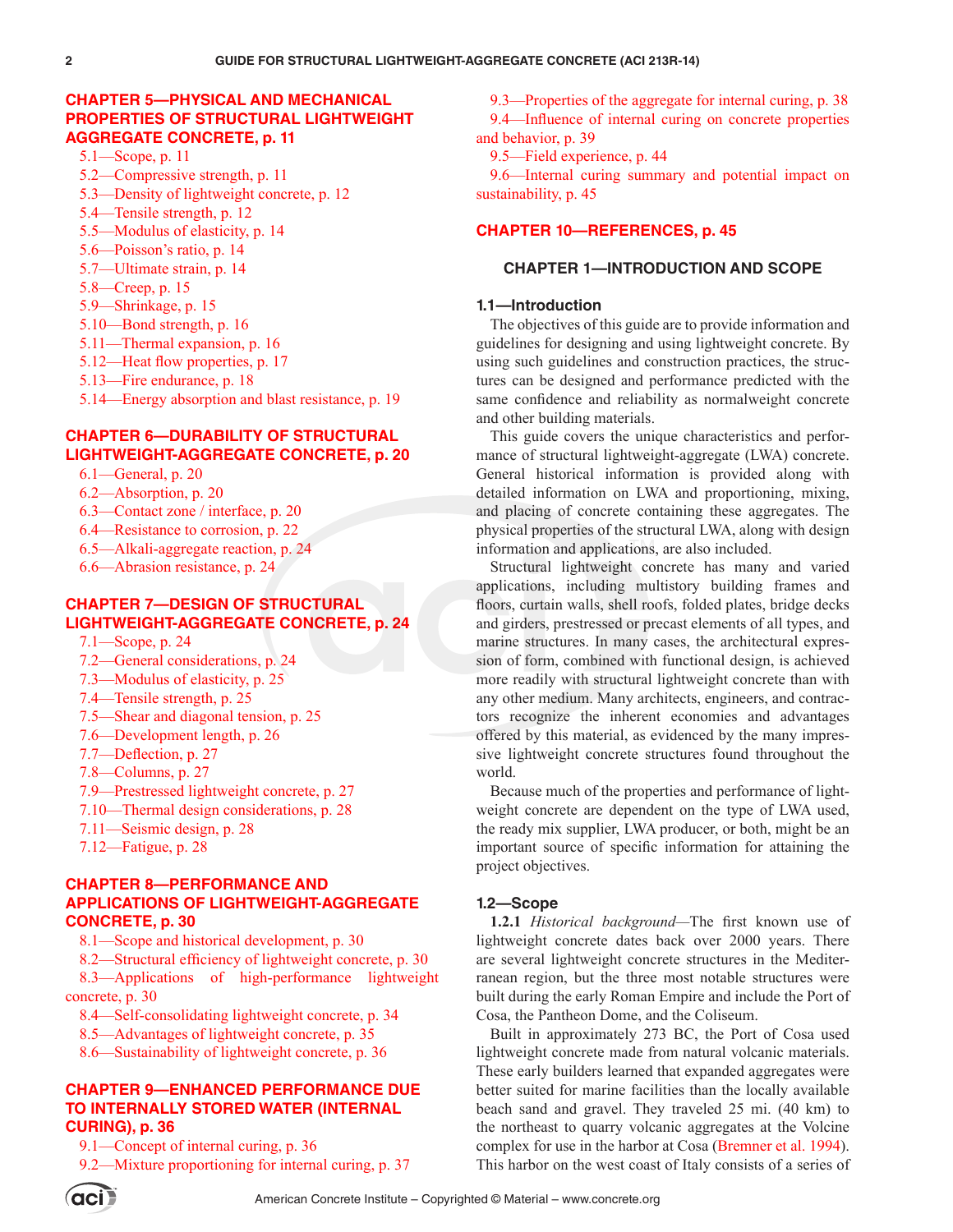## CHAPTER 5—PHYSICAL AND MECHANICAL PROPERTIES OF STRUCTURAL LIGHTWEIGHT AGGREGATE CONCRETE, p. 11

5.1—Scope, p. 11
5.2—Compressive strength, p. 11
5.3—Density of lightweight concrete, p. 12
5.4—Tensile strength, p. 12
5.5—Modulus of elasticity, p. 14
5.6—Poisson's ratio, p. 14
5.7—Ultimate strain, p. 14
5.8—Creep, p. 15
5.9—Shrinkage, p. 15
5.10—Bond strength, p. 16
5.11—Thermal expansion, p. 16
5.12—Heat flow properties, p. 17
5.13—Fire endurance, p. 18
5.14—Energy absorption and blast resistance, p. 19

## CHAPTER 6—DURABILITY OF STRUCTURAL LIGHTWEIGHT-AGGREGATE CONCRETE, p. 20

6.1—General, p. 20
6.2—Absorption, p. 20
6.3—Contact zone / interface, p. 20
6.4—Resistance to corrosion, p. 22
6.5—Alkali-aggregate reaction, p. 24
6.6—Abrasion resistance, p. 24

## CHAPTER 7—DESIGN OF STRUCTURAL LIGHTWEIGHT-AGGREGATE CONCRETE, p. 24

7.1—Scope, p. 24
7.2—General considerations, p. 24
7.3—Modulus of elasticity, p. 25
7.4—Tensile strength, p. 25
7.5—Shear and diagonal tension, p. 25
7.6—Development length, p. 26
7.7—Deflection, p. 27
7.8—Columns, p. 27
7.9—Prestressed lightweight concrete, p. 27
7.10—Thermal design considerations, p. 28
7.11—Seismic design, p. 28
7.12—Fatigue, p. 28

## CHAPTER 8—PERFORMANCE AND APPLICATIONS OF LIGHTWEIGHT-AGGREGATE CONCRETE, p. 30

8.1—Scope and historical development, p. 30
8.2—Structural efficiency of lightweight concrete, p. 30
8.3—Applications of high-performance lightweight concrete, p. 30
8.4—Self-consolidating lightweight concrete, p. 34
8.5—Advantages of lightweight concrete, p. 35
8.6—Sustainability of lightweight concrete, p. 36

## CHAPTER 9—ENHANCED PERFORMANCE DUE TO INTERNALLY STORED WATER (INTERNAL CURING), p. 36

9.1—Concept of internal curing, p. 36
9.2—Mixture proportioning for internal curing, p. 37
9.3—Properties of the aggregate for internal curing, p. 38
9.4—Influence of internal curing on concrete properties and behavior, p. 39
9.5—Field experience, p. 44
9.6—Internal curing summary and potential impact on sustainability, p. 45

## CHAPTER 10—REFERENCES, p. 45

## CHAPTER 1—INTRODUCTION AND SCOPE

### 1.1—Introduction

The objectives of this guide are to provide information and guidelines for designing and using lightweight concrete. By using such guidelines and construction practices, the structures can be designed and performance predicted with the same confidence and reliability as normalweight concrete and other building materials.

This guide covers the unique characteristics and performance of structural lightweight-aggregate (LWA) concrete. General historical information is provided along with detailed information on LWA and proportioning, mixing, and placing of concrete containing these aggregates. The physical properties of the structural LWA, along with design information and applications, are also included.

Structural lightweight concrete has many and varied applications, including multistory building frames and floors, curtain walls, shell roofs, folded plates, bridge decks and girders, prestressed or precast elements of all types, and marine structures. In many cases, the architectural expression of form, combined with functional design, is achieved more readily with structural lightweight concrete than with any other medium. Many architects, engineers, and contractors recognize the inherent economies and advantages offered by this material, as evidenced by the many impressive lightweight concrete structures found throughout the world.

Because much of the properties and performance of lightweight concrete are dependent on the type of LWA used, the ready mix supplier, LWA producer, or both, might be an important source of specific information for attaining the project objectives.

### 1.2—Scope

**1.2.1** *Historical background*—The first known use of lightweight concrete dates back over 2000 years. There are several lightweight concrete structures in the Mediterranean region, but the three most notable structures were built during the early Roman Empire and include the Port of Cosa, the Pantheon Dome, and the Coliseum.

Built in approximately 273 BC, the Port of Cosa used lightweight concrete made from natural volcanic materials. These early builders learned that expanded aggregates were better suited for marine facilities than the locally available beach sand and gravel. They traveled 25 mi. (40 km) to the northeast to quarry volcanic aggregates at the Volcine complex for use in the harbor at Cosa (Bremner et al. 1994). This harbor on the west coast of Italy consists of a series of